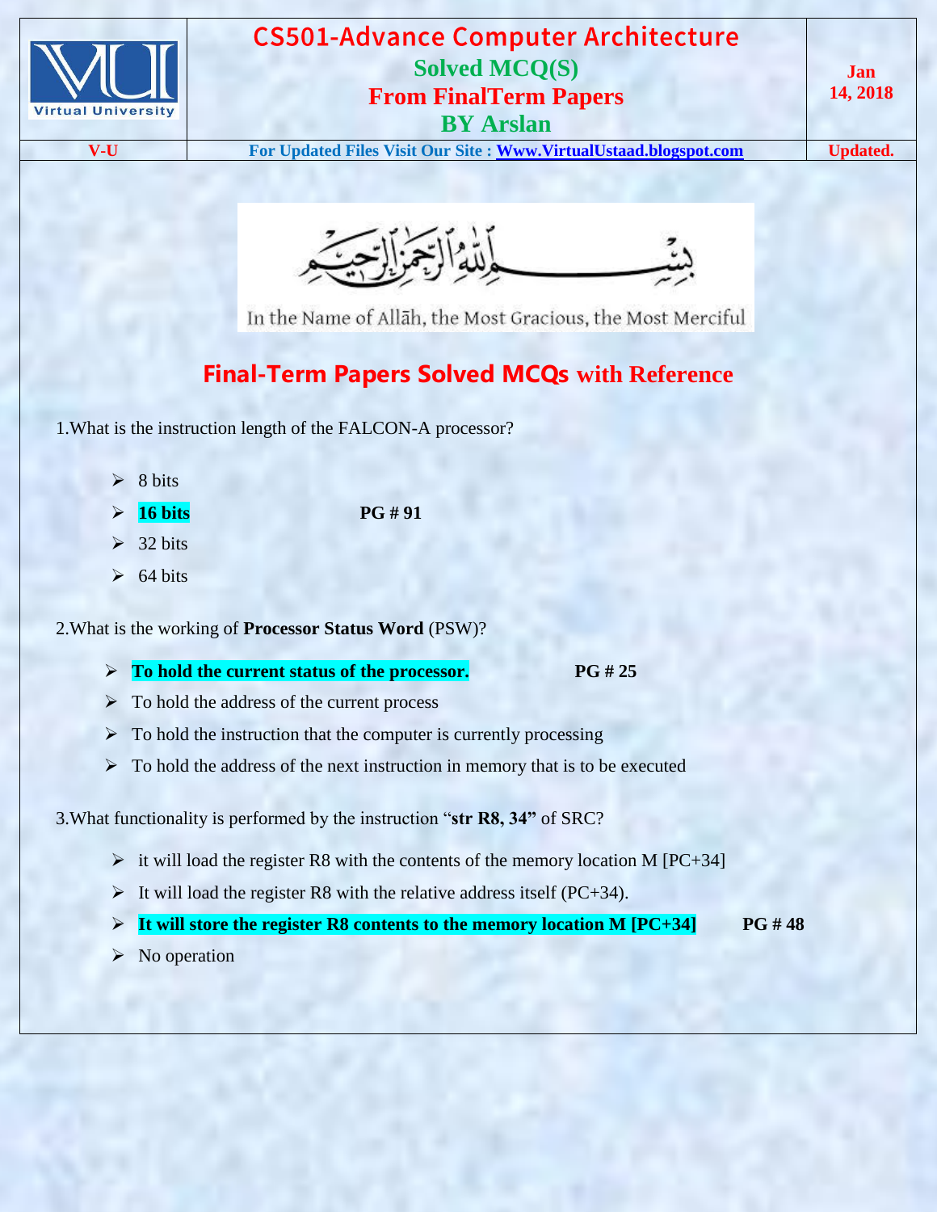# CS501-Advance Computer Architecture

## Solved MCQ(S)

## From FinalTerm Papers

## BY Arslan

Jan 14, 2018

V-U | For Updated Files Visit Our Site : Www.VirtualUstaad.blogspot.com | Updated.

بِسْمِ اللَّهِ الرَّحْمَٰنِ الرَّحِيمِ

In the Name of Allāh, the Most Gracious, the Most Merciful

## Final-Term Papers Solved MCQs with Reference

1.What is the instruction length of the FALCON-A processor?

- 8 bits
- **16 bits** **PG # 91**
- 32 bits
- 64 bits

2.What is the working of **Processor Status Word** (PSW)?

- **To hold the current status of the processor.** **PG # 25**
- To hold the address of the current process
- To hold the instruction that the computer is currently processing
- To hold the address of the next instruction in memory that is to be executed

3.What functionality is performed by the instruction "**str R8, 34"** of SRC?

- it will load the register R8 with the contents of the memory location M [PC+34]
- It will load the register R8 with the relative address itself (PC+34).
- **It will store the register R8 contents to the memory location M [PC+34]** **PG # 48**
- No operation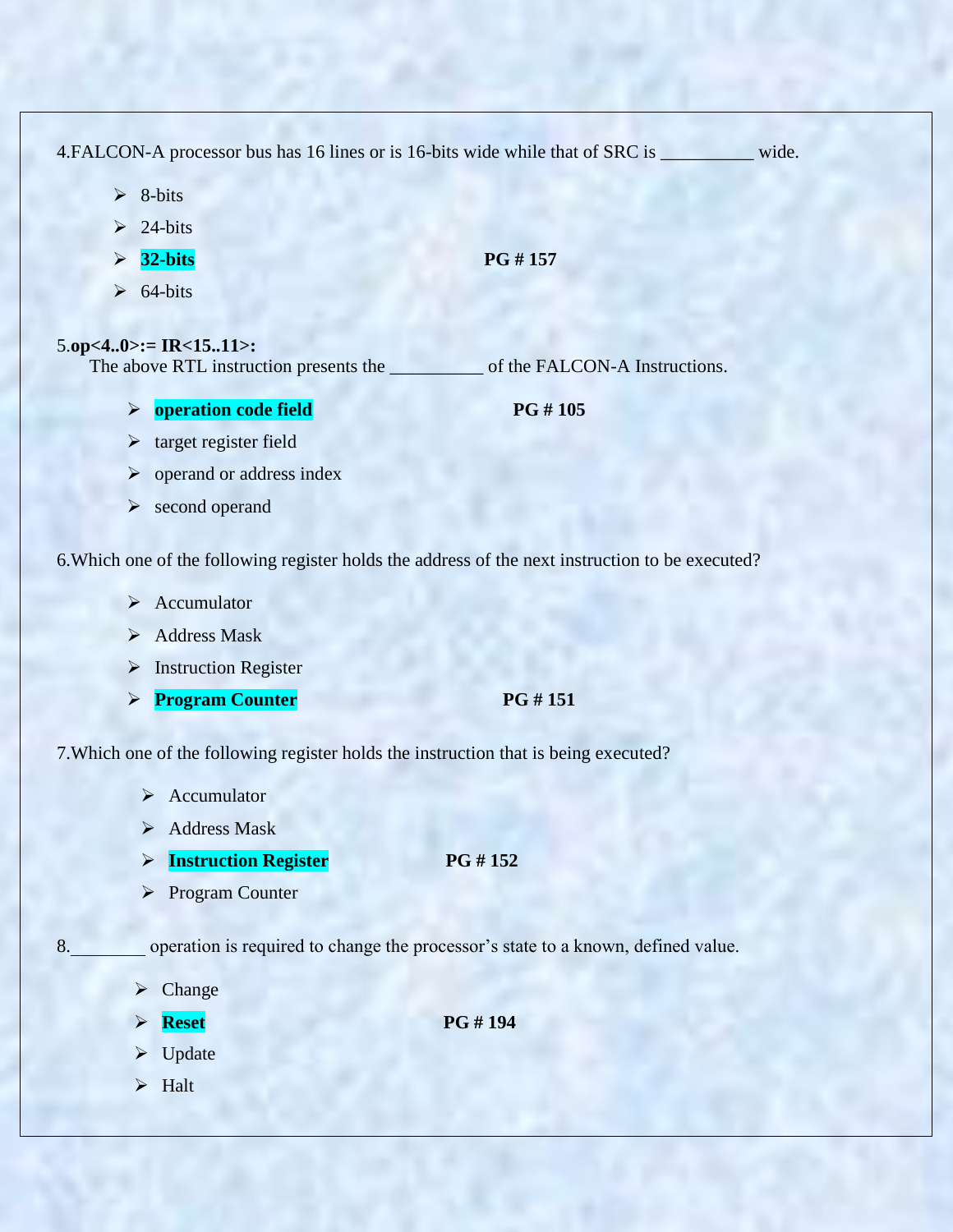4.FALCON-A processor bus has 16 lines or is 16-bits wide while that of SRC is __________ wide.

- 8-bits
- 24-bits
- **32-bits** **PG # 157**
- 64-bits

5.**op<4..0>:= IR<15..11>:**
The above RTL instruction presents the __________ of the FALCON-A Instructions.

- **operation code field** **PG # 105**
- target register field
- operand or address index
- second operand

6.Which one of the following register holds the address of the next instruction to be executed?

- Accumulator
- Address Mask
- Instruction Register
- **Program Counter** **PG # 151**

7.Which one of the following register holds the instruction that is being executed?

- Accumulator
- Address Mask
- **Instruction Register** **PG # 152**
- Program Counter

8.________ operation is required to change the processor's state to a known, defined value.

- Change
- **Reset** **PG # 194**
- Update
- Halt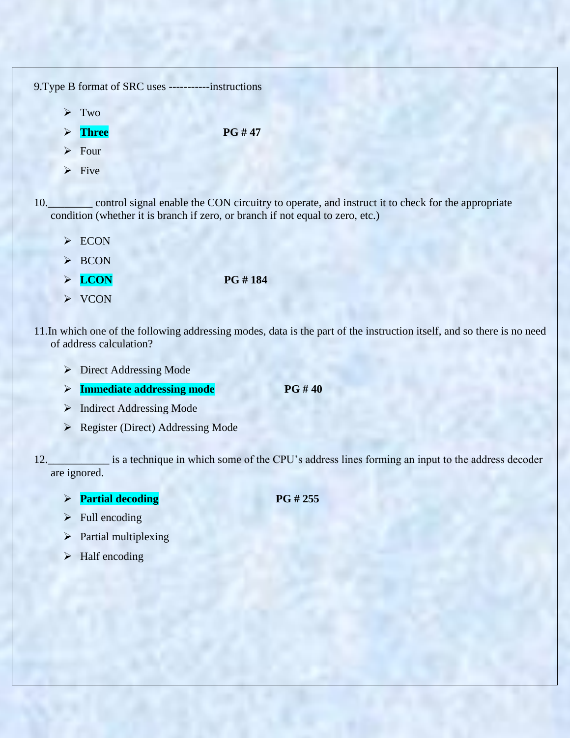9.Type B format of SRC uses -----------instructions

- Two
- **Three** **PG # 47**
- Four
- Five

10.________ control signal enable the CON circuitry to operate, and instruct it to check for the appropriate condition (whether it is branch if zero, or branch if not equal to zero, etc.)

- ECON
- BCON
- **LCON** **PG # 184**
- VCON

11.In which one of the following addressing modes, data is the part of the instruction itself, and so there is no need of address calculation?

- Direct Addressing Mode
- **Immediate addressing mode** **PG # 40**
- Indirect Addressing Mode
- Register (Direct) Addressing Mode

12.___________ is a technique in which some of the CPU's address lines forming an input to the address decoder are ignored.

- **Partial decoding** **PG # 255**
- Full encoding
- Partial multiplexing
- Half encoding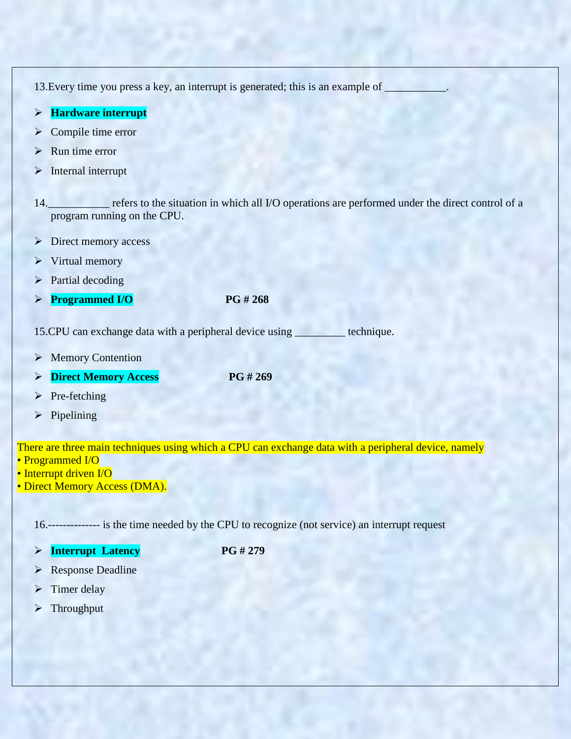13.Every time you press a key, an interrupt is generated; this is an example of ___________.

- **Hardware interrupt**
- Compile time error
- Run time error
- Internal interrupt

14.___________ refers to the situation in which all I/O operations are performed under the direct control of a program running on the CPU.

- Direct memory access
- Virtual memory
- Partial decoding
- **Programmed I/O** **PG # 268**

15.CPU can exchange data with a peripheral device using _________ technique.

- Memory Contention
- **Direct Memory Access** **PG # 269**
- Pre-fetching
- Pipelining

There are three main techniques using which a CPU can exchange data with a peripheral device, namely
• Programmed I/O
• Interrupt driven I/O
• Direct Memory Access (DMA).

16.-------------- is the time needed by the CPU to recognize (not service) an interrupt request

- **Interrupt Latency** **PG # 279**
- Response Deadline
- Timer delay
- Throughput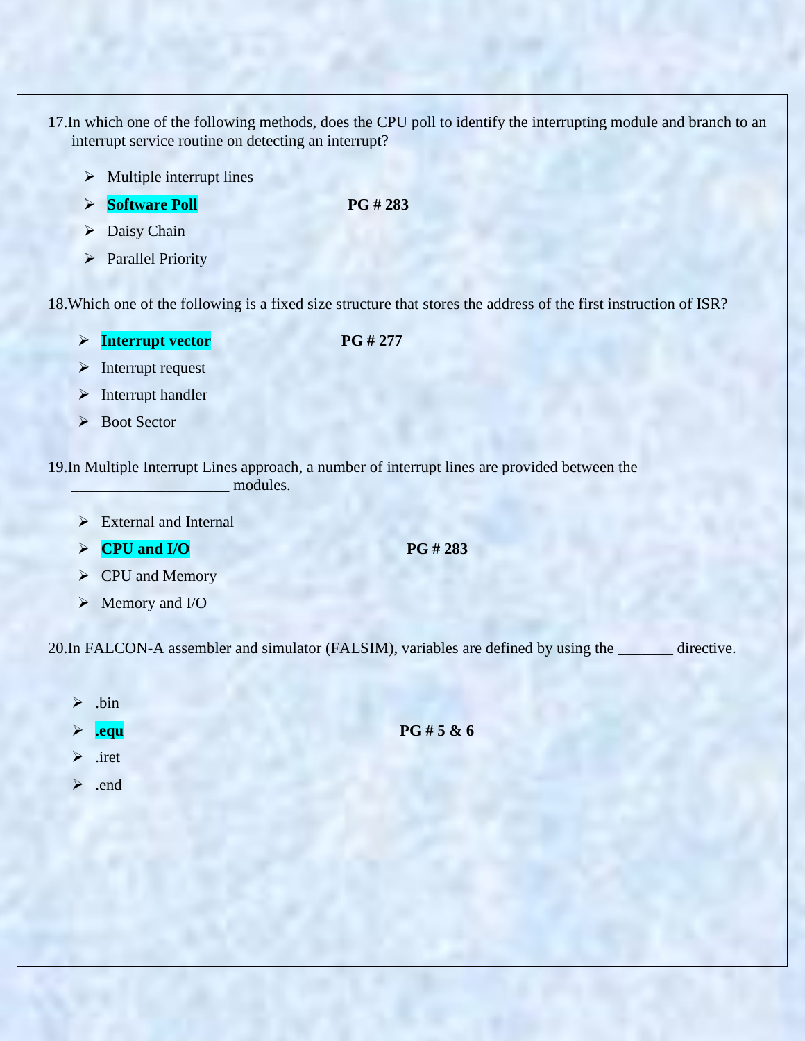17. In which one of the following methods, does the CPU poll to identify the interrupting module and branch to an interrupt service routine on detecting an interrupt?

- Multiple interrupt lines
- **Software Poll** **PG # 283**
- Daisy Chain
- Parallel Priority

18. Which one of the following is a fixed size structure that stores the address of the first instruction of ISR?

- **Interrupt vector** **PG # 277**
- Interrupt request
- Interrupt handler
- Boot Sector

19. In Multiple Interrupt Lines approach, a number of interrupt lines are provided between the ____________________ modules.

- External and Internal
- **CPU and I/O** **PG # 283**
- CPU and Memory
- Memory and I/O

20. In FALCON-A assembler and simulator (FALSIM), variables are defined by using the _______ directive.

- .bin
- **.equ** **PG # 5 & 6**
- .iret
- .end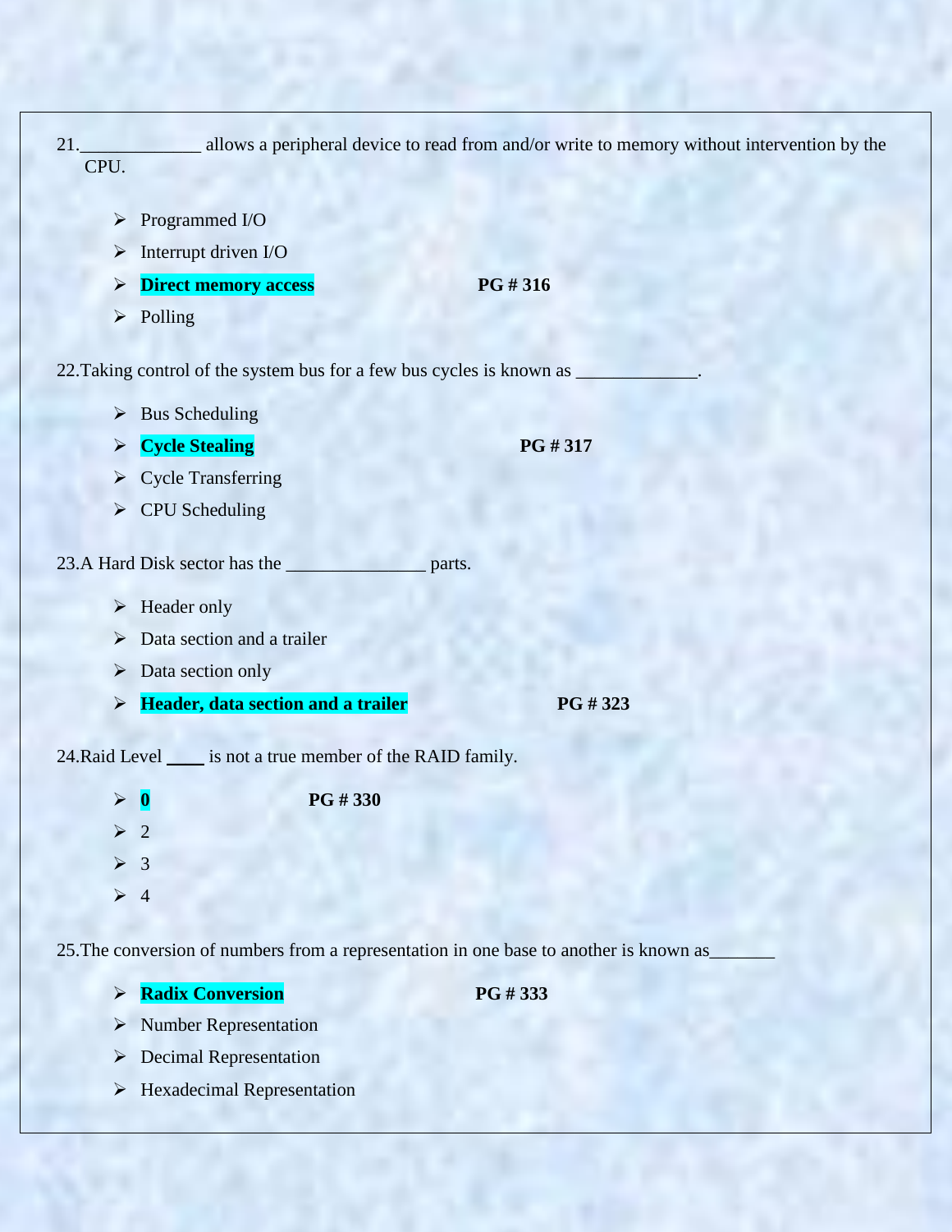21.____________ allows a peripheral device to read from and/or write to memory without intervention by the CPU.

- Programmed I/O
- Interrupt driven I/O
- **Direct memory access** **PG # 316**
- Polling

22.Taking control of the system bus for a few bus cycles is known as ____________.

- Bus Scheduling
- **Cycle Stealing** **PG # 317**
- Cycle Transferring
- CPU Scheduling

23.A Hard Disk sector has the ______________ parts.

- Header only
- Data section and a trailer
- Data section only
- **Header, data section and a trailer** **PG # 323**

24.Raid Level ____ is not a true member of the RAID family.

- **0** **PG # 330**
- 2
- 3
- 4

25.The conversion of numbers from a representation in one base to another is known as_______

- **Radix Conversion** **PG # 333**
- Number Representation
- Decimal Representation
- Hexadecimal Representation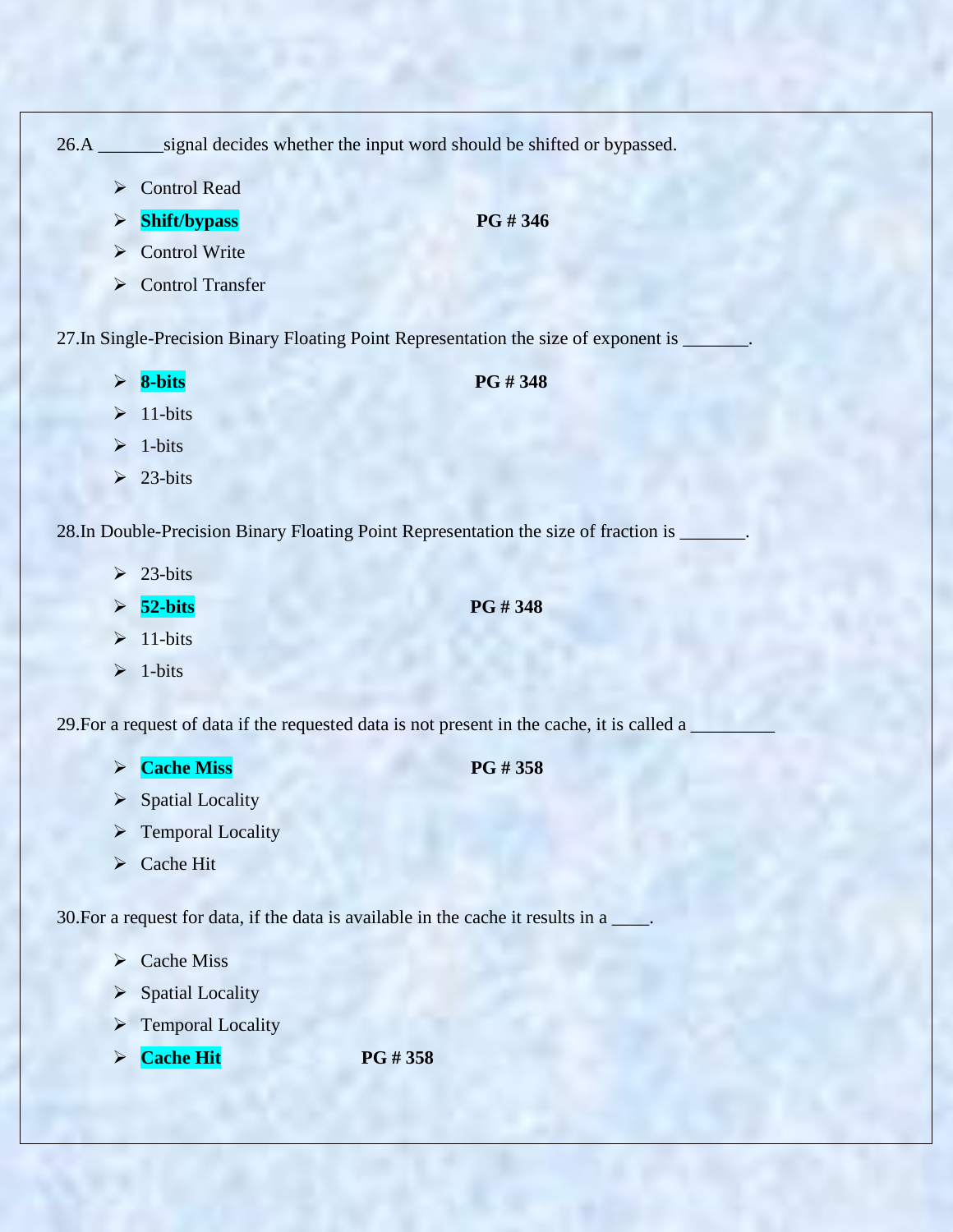26.A _______signal decides whether the input word should be shifted or bypassed.

- Control Read
- **Shift/bypass** **PG # 346**
- Control Write
- Control Transfer

27.In Single-Precision Binary Floating Point Representation the size of exponent is _______.

- **8-bits** **PG # 348**
- 11-bits
- 1-bits
- 23-bits

28.In Double-Precision Binary Floating Point Representation the size of fraction is _______.

- 23-bits
- **52-bits** **PG # 348**
- 11-bits
- 1-bits

29.For a request of data if the requested data is not present in the cache, it is called a _________

- **Cache Miss** **PG # 358**
- Spatial Locality
- Temporal Locality
- Cache Hit

30.For a request for data, if the data is available in the cache it results in a ____.

- Cache Miss
- Spatial Locality
- Temporal Locality
- **Cache Hit** **PG # 358**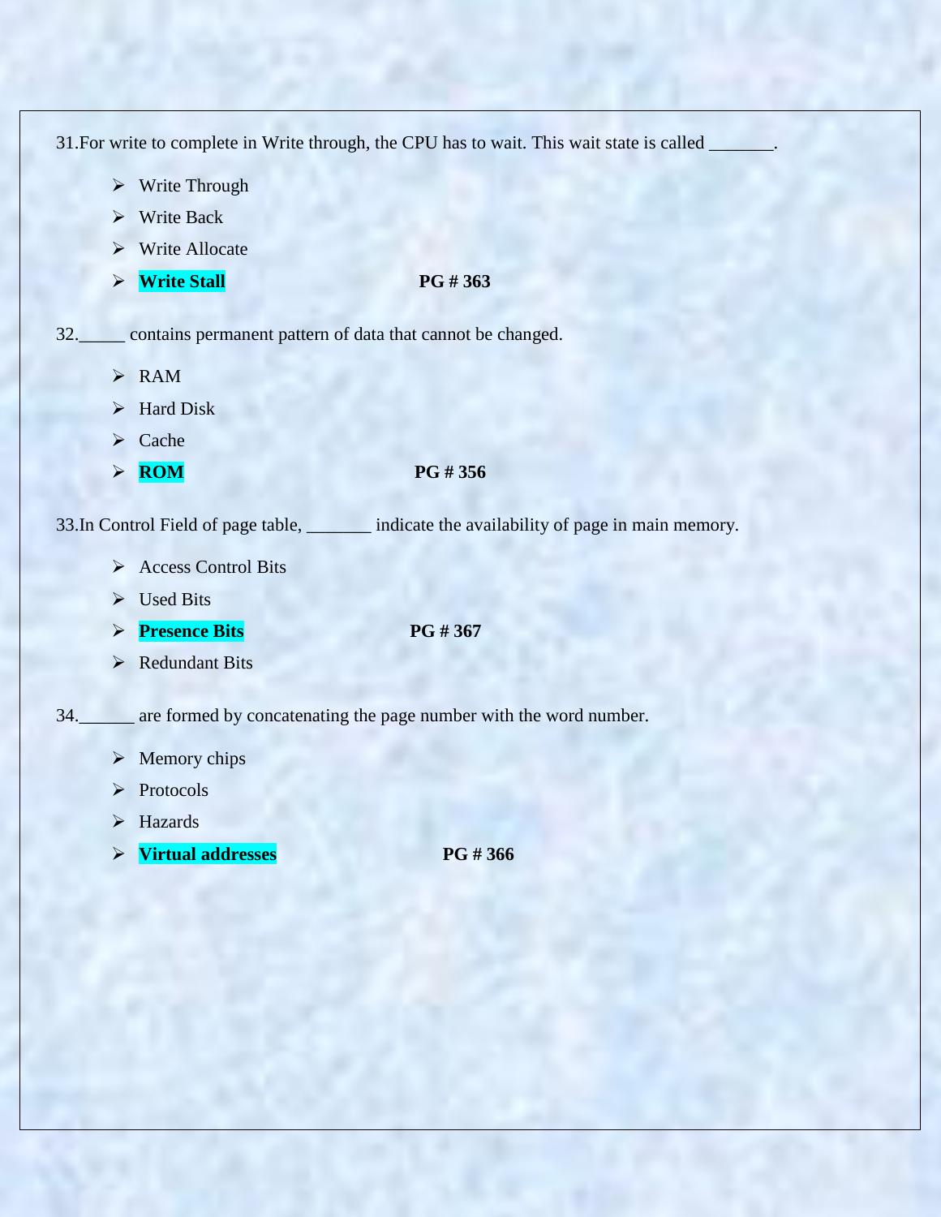31.For write to complete in Write through, the CPU has to wait. This wait state is called _______.

- Write Through
- Write Back
- Write Allocate
- **Write Stall** **PG # 363**

32._____ contains permanent pattern of data that cannot be changed.

- RAM
- Hard Disk
- Cache
- **ROM** **PG # 356**

33.In Control Field of page table, _______ indicate the availability of page in main memory.

- Access Control Bits
- Used Bits
- **Presence Bits** **PG # 367**
- Redundant Bits

34.______ are formed by concatenating the page number with the word number.

- Memory chips
- Protocols
- Hazards
- **Virtual addresses** **PG # 366**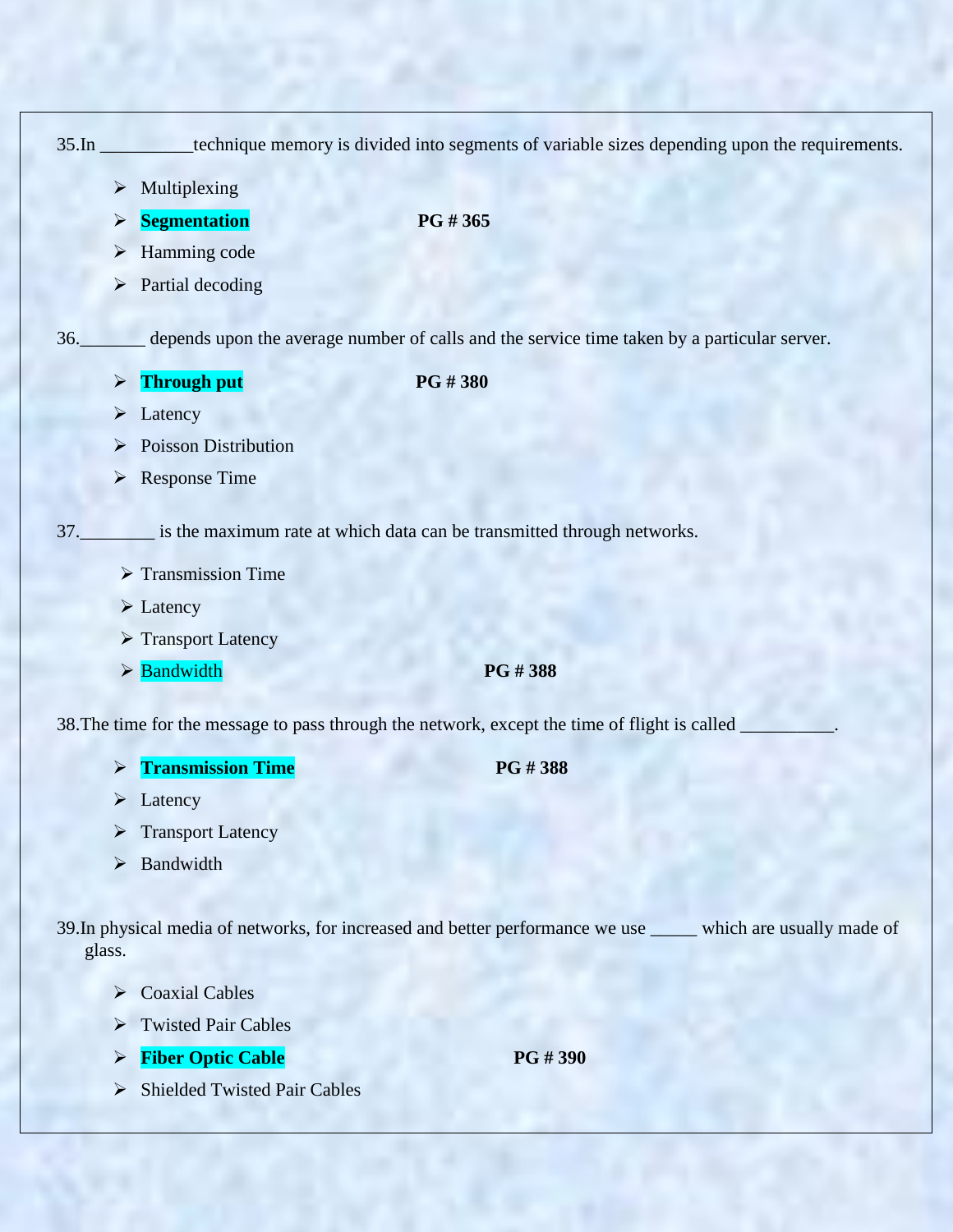35.In __________technique memory is divided into segments of variable sizes depending upon the requirements.

- Multiplexing
- **Segmentation** **PG # 365**
- Hamming code
- Partial decoding

36._______ depends upon the average number of calls and the service time taken by a particular server.

- **Through put** **PG # 380**
- Latency
- Poisson Distribution
- Response Time

37.________ is the maximum rate at which data can be transmitted through networks.

- Transmission Time
- Latency
- Transport Latency
- Bandwidth **PG # 388**

38.The time for the message to pass through the network, except the time of flight is called __________.

- **Transmission Time** **PG # 388**
- Latency
- Transport Latency
- Bandwidth

39.In physical media of networks, for increased and better performance we use _____ which are usually made of glass.

- Coaxial Cables
- Twisted Pair Cables
- **Fiber Optic Cable** **PG # 390**
- Shielded Twisted Pair Cables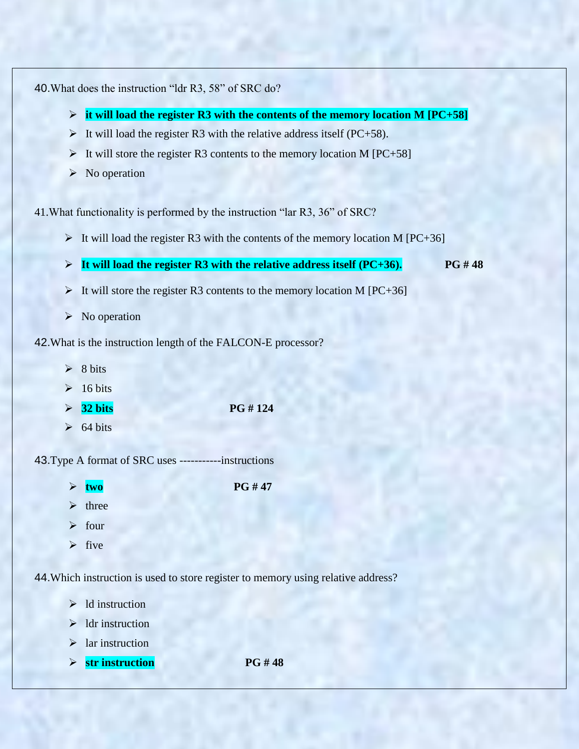40.What does the instruction “ldr R3, 58” of SRC do?

- **it will load the register R3 with the contents of the memory location M [PC+58]**
- It will load the register R3 with the relative address itself (PC+58).
- It will store the register R3 contents to the memory location M [PC+58]
- No operation

41.What functionality is performed by the instruction “lar R3, 36” of SRC?

- It will load the register R3 with the contents of the memory location M [PC+36]
- **It will load the register R3 with the relative address itself (PC+36).** **PG # 48**
- It will store the register R3 contents to the memory location M [PC+36]
- No operation

42.What is the instruction length of the FALCON-E processor?

- 8 bits
- 16 bits
- **32 bits** **PG # 124**
- 64 bits

43.Type A format of SRC uses -----------instructions

- **two** **PG # 47**
- three
- four
- five

44.Which instruction is used to store register to memory using relative address?

- ld instruction
- ldr instruction
- lar instruction
- **str instruction** **PG # 48**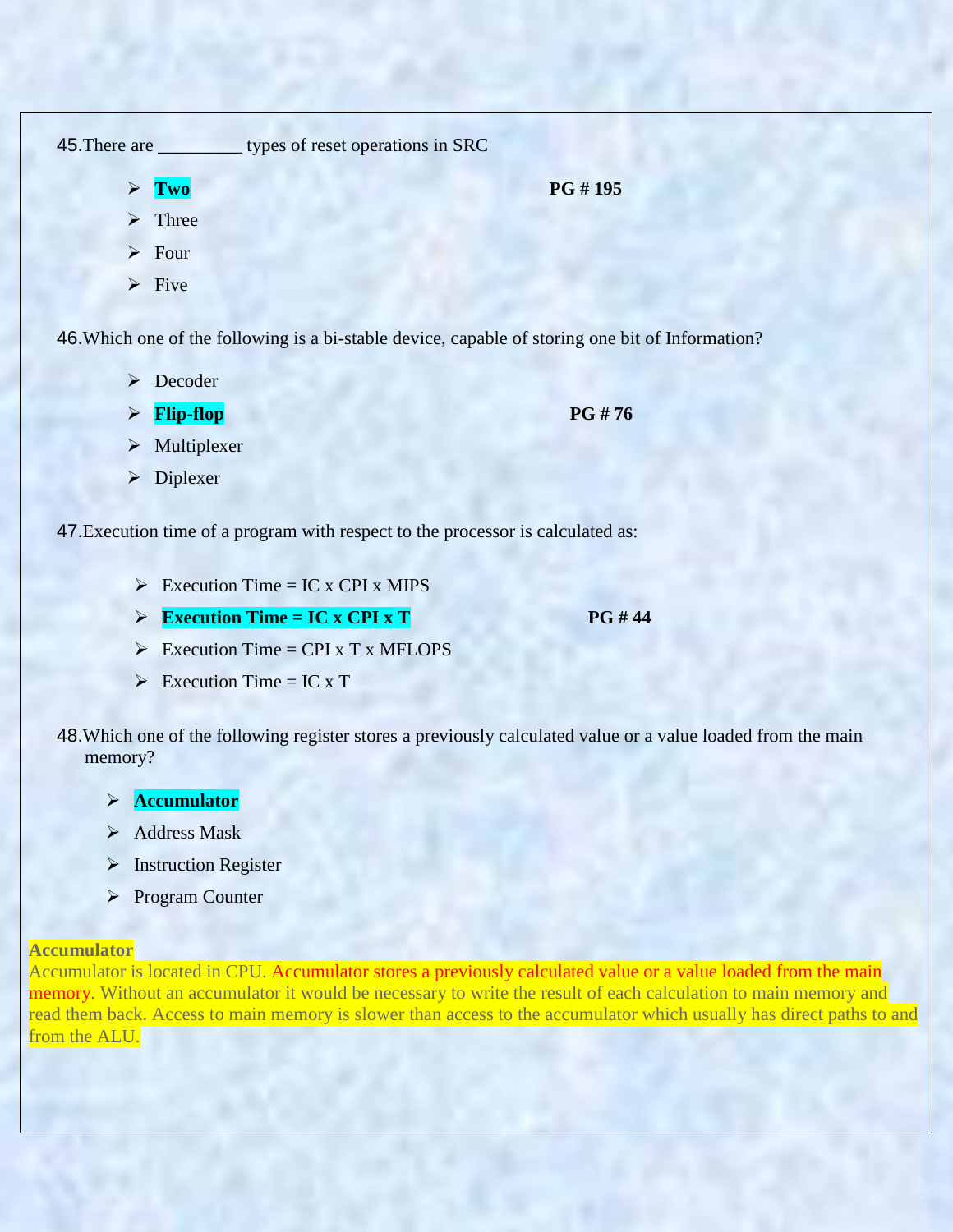45.There are _________ types of reset operations in SRC

- **Two** **PG # 195**
- Three
- Four
- Five

46.Which one of the following is a bi-stable device, capable of storing one bit of Information?

- Decoder
- **Flip-flop** **PG # 76**
- Multiplexer
- Diplexer

47.Execution time of a program with respect to the processor is calculated as:

- Execution Time = IC x CPI x MIPS
- **Execution Time = IC x CPI x T** **PG # 44**
- Execution Time = CPI x T x MFLOPS
- Execution Time = IC x T

48.Which one of the following register stores a previously calculated value or a value loaded from the main memory?

- **Accumulator**
- Address Mask
- Instruction Register
- Program Counter

**Accumulator**

Accumulator is located in CPU. Accumulator stores a previously calculated value or a value loaded from the main memory. Without an accumulator it would be necessary to write the result of each calculation to main memory and read them back. Access to main memory is slower than access to the accumulator which usually has direct paths to and from the ALU.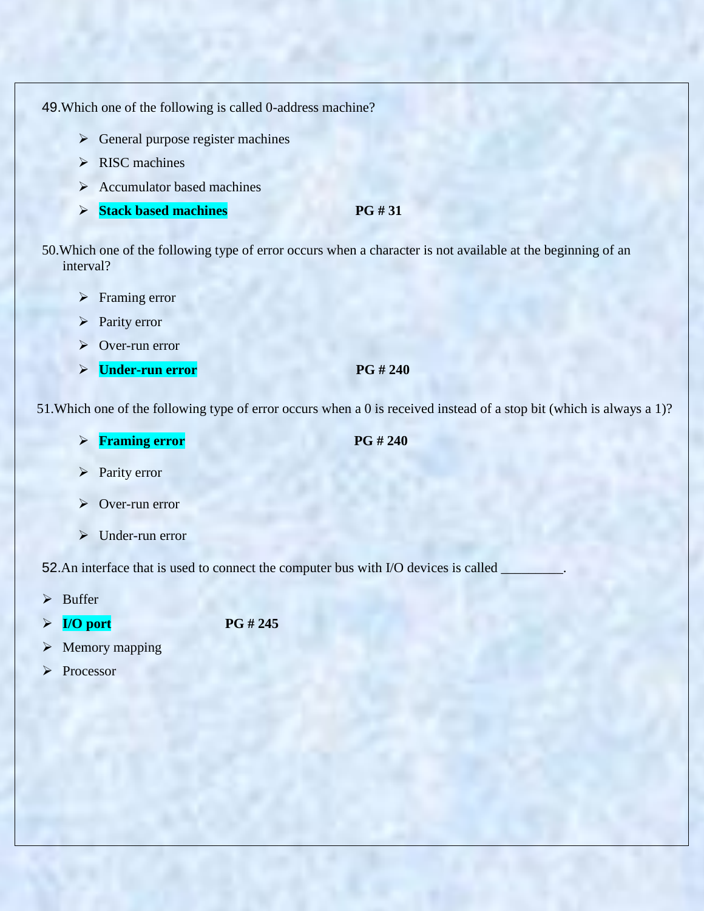49.Which one of the following is called 0-address machine?

- General purpose register machines
- RISC machines
- Accumulator based machines
- **Stack based machines** **PG # 31**

50.Which one of the following type of error occurs when a character is not available at the beginning of an interval?

- Framing error
- Parity error
- Over-run error
- **Under-run error** **PG # 240**

51.Which one of the following type of error occurs when a 0 is received instead of a stop bit (which is always a 1)?

- **Framing error** **PG # 240**
- Parity error
- Over-run error
- Under-run error

52.An interface that is used to connect the computer bus with I/O devices is called _________.

- Buffer
- **I/O port** **PG # 245**
- Memory mapping
- Processor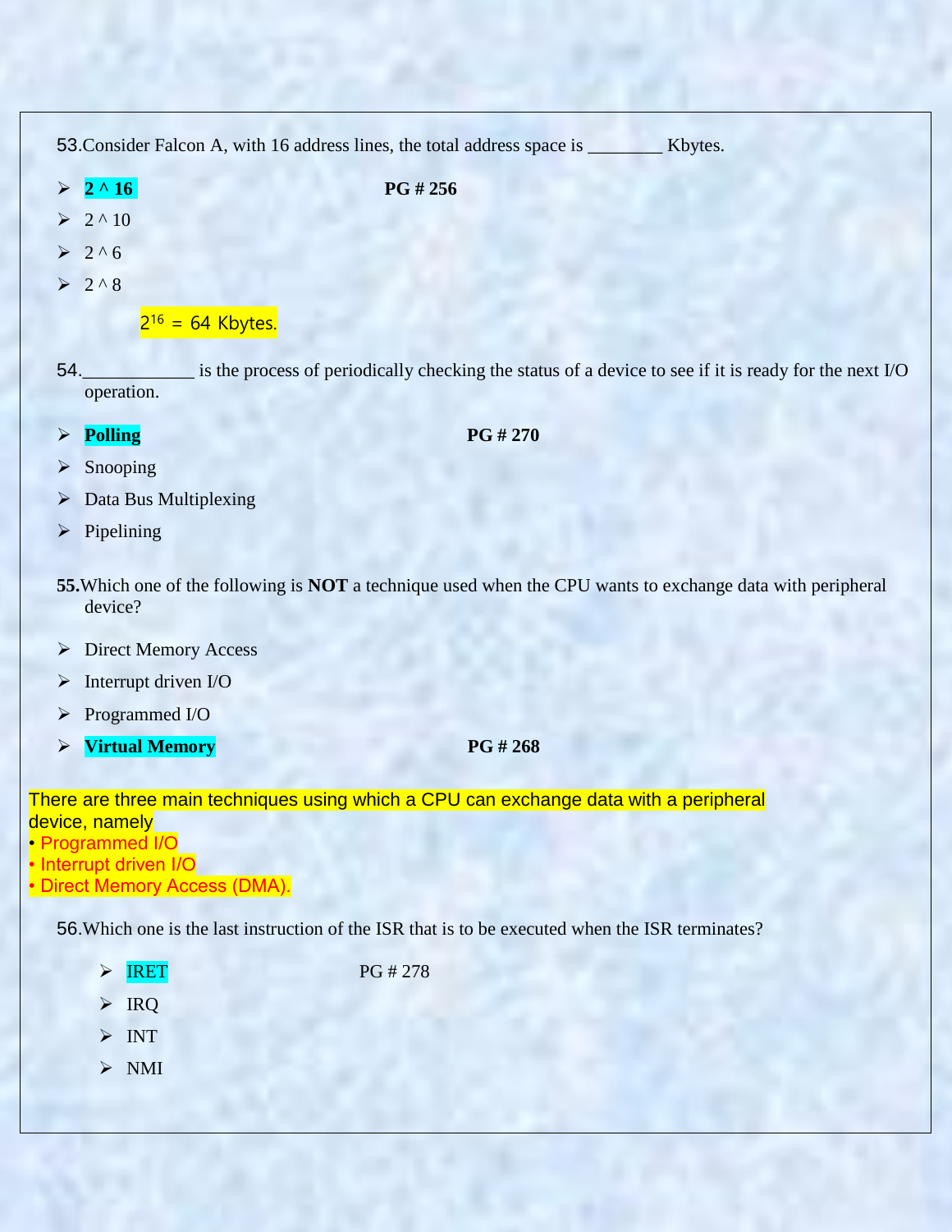53.Consider Falcon A, with 16 address lines, the total address space is ________ Kbytes.

- **2 ^ 16** **PG # 256**
- 2 ^ 10
- 2 ^ 6
- 2 ^ 8

$2^{16}$ = 64 Kbytes.

54.____________ is the process of periodically checking the status of a device to see if it is ready for the next I/O operation.

- **Polling** **PG # 270**
- Snooping
- Data Bus Multiplexing
- Pipelining

**55.**Which one of the following is **NOT** a technique used when the CPU wants to exchange data with peripheral device?

- Direct Memory Access
- Interrupt driven I/O
- Programmed I/O
- **Virtual Memory** **PG # 268**

There are three main techniques using which a CPU can exchange data with a peripheral device, namely

- Programmed I/O
- Interrupt driven I/O
- Direct Memory Access (DMA).

56.Which one is the last instruction of the ISR that is to be executed when the ISR terminates?

- IRET PG # 278
- IRQ
- INT
- NMI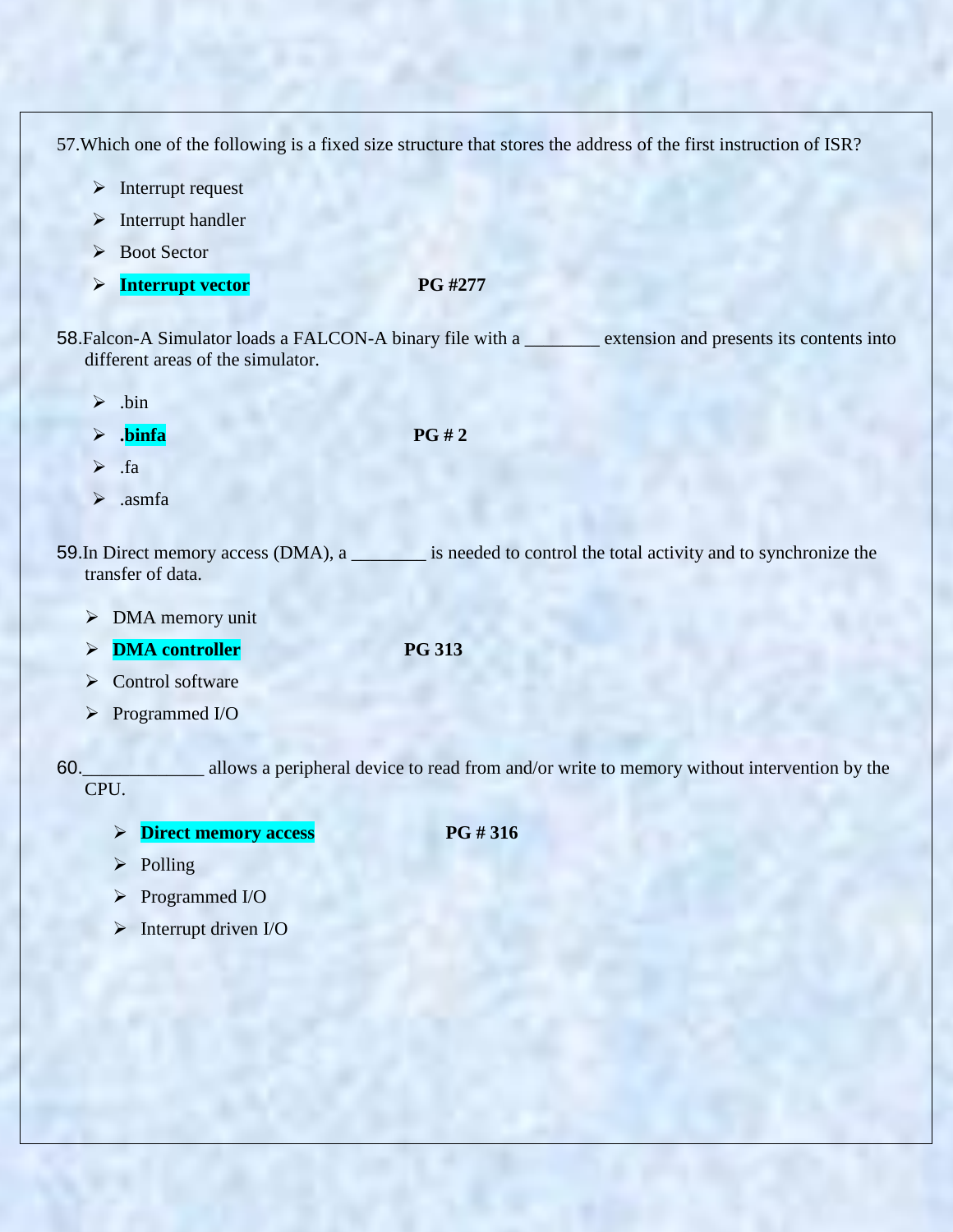57.Which one of the following is a fixed size structure that stores the address of the first instruction of ISR?

- Interrupt request
- Interrupt handler
- Boot Sector
- **Interrupt vector** **PG #277**

58.Falcon-A Simulator loads a FALCON-A binary file with a ________ extension and presents its contents into different areas of the simulator.

- .bin
- **.binfa** **PG # 2**
- .fa
- .asmfa

59.In Direct memory access (DMA), a ________ is needed to control the total activity and to synchronize the transfer of data.

- DMA memory unit
- **DMA controller** **PG 313**
- Control software
- Programmed I/O

60._____________ allows a peripheral device to read from and/or write to memory without intervention by the CPU.

- **Direct memory access** **PG # 316**
- Polling
- Programmed I/O
- Interrupt driven I/O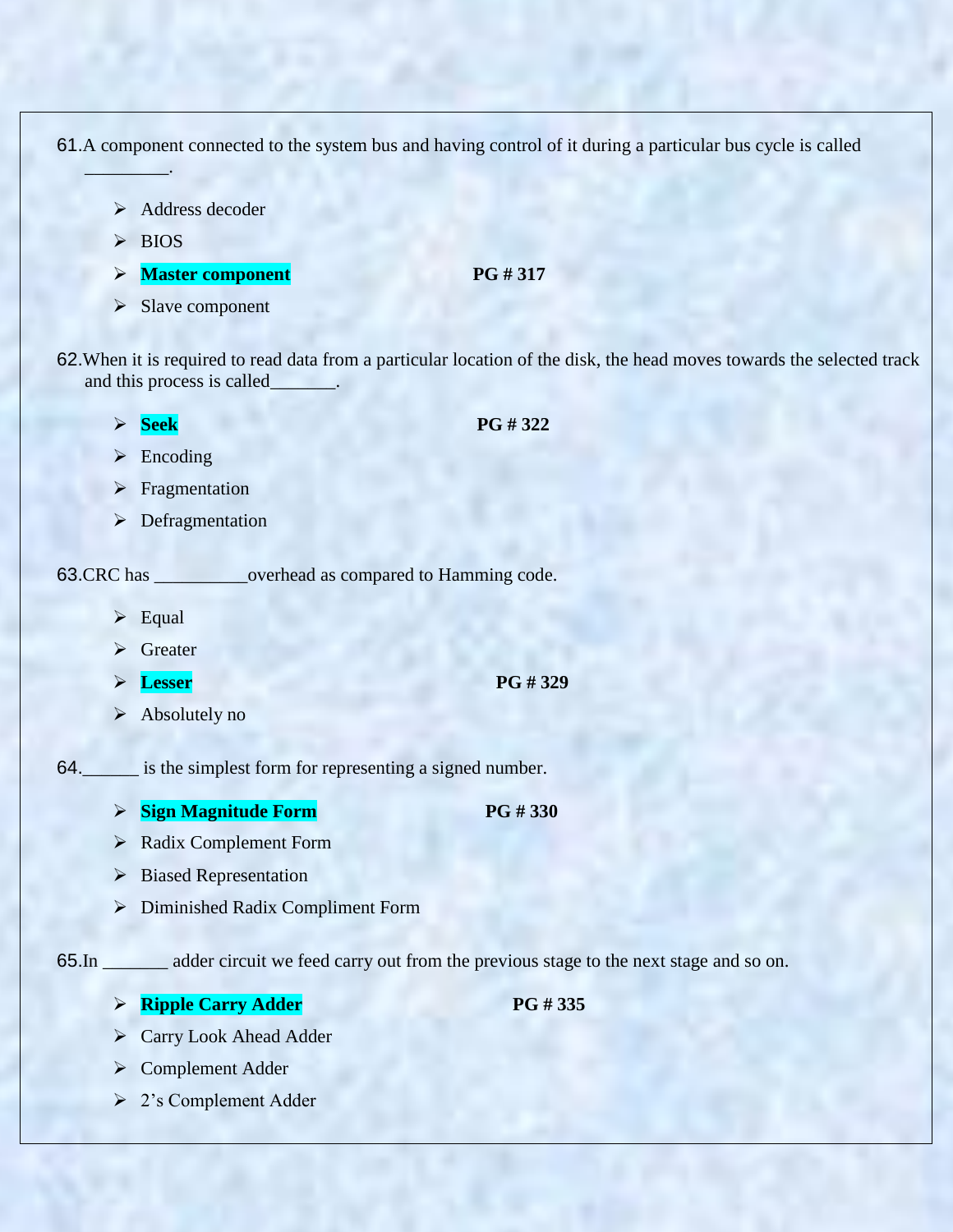61.A component connected to the system bus and having control of it during a particular bus cycle is called ________.

- Address decoder
- BIOS
- **Master component** **PG # 317**
- Slave component

62.When it is required to read data from a particular location of the disk, the head moves towards the selected track and this process is called_______.

- **Seek** **PG # 322**
- Encoding
- Fragmentation
- Defragmentation

63.CRC has __________overhead as compared to Hamming code.

- Equal
- Greater
- **Lesser** **PG # 329**
- Absolutely no

64.______ is the simplest form for representing a signed number.

- **Sign Magnitude Form** **PG # 330**
- Radix Complement Form
- Biased Representation
- Diminished Radix Compliment Form

65.In _______ adder circuit we feed carry out from the previous stage to the next stage and so on.

- **Ripple Carry Adder** **PG # 335**
- Carry Look Ahead Adder
- Complement Adder
- 2's Complement Adder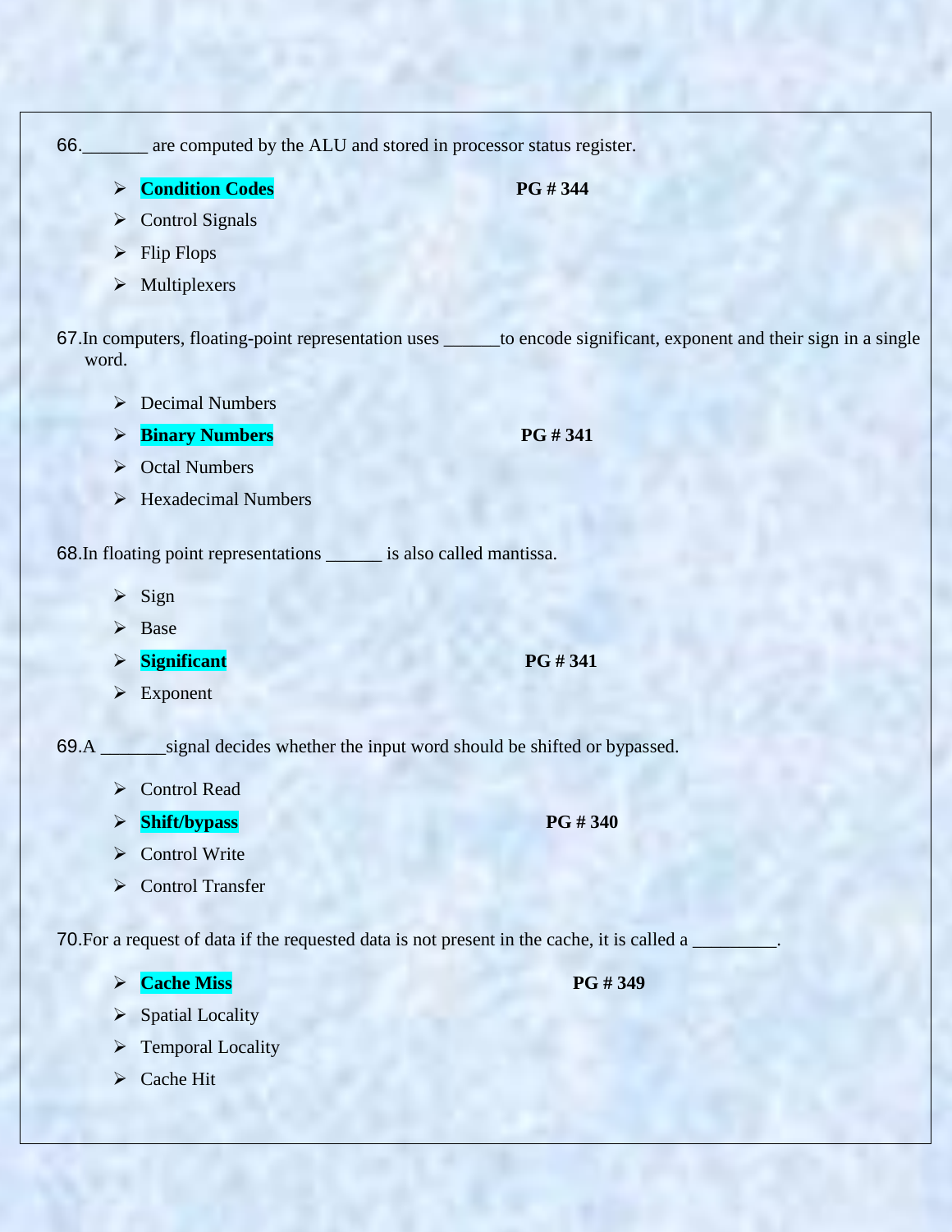66._______ are computed by the ALU and stored in processor status register.

- **Condition Codes** **PG # 344**
- Control Signals
- Flip Flops
- Multiplexers

67.In computers, floating-point representation uses ______to encode significant, exponent and their sign in a single word.

- Decimal Numbers
- **Binary Numbers** **PG # 341**
- Octal Numbers
- Hexadecimal Numbers

68.In floating point representations ______ is also called mantissa.

- Sign
- Base
- **Significant** **PG # 341**
- Exponent

69.A _______signal decides whether the input word should be shifted or bypassed.

- Control Read
- **Shift/bypass** **PG # 340**
- Control Write
- Control Transfer

70.For a request of data if the requested data is not present in the cache, it is called a _________.

- **Cache Miss** **PG # 349**
- Spatial Locality
- Temporal Locality
- Cache Hit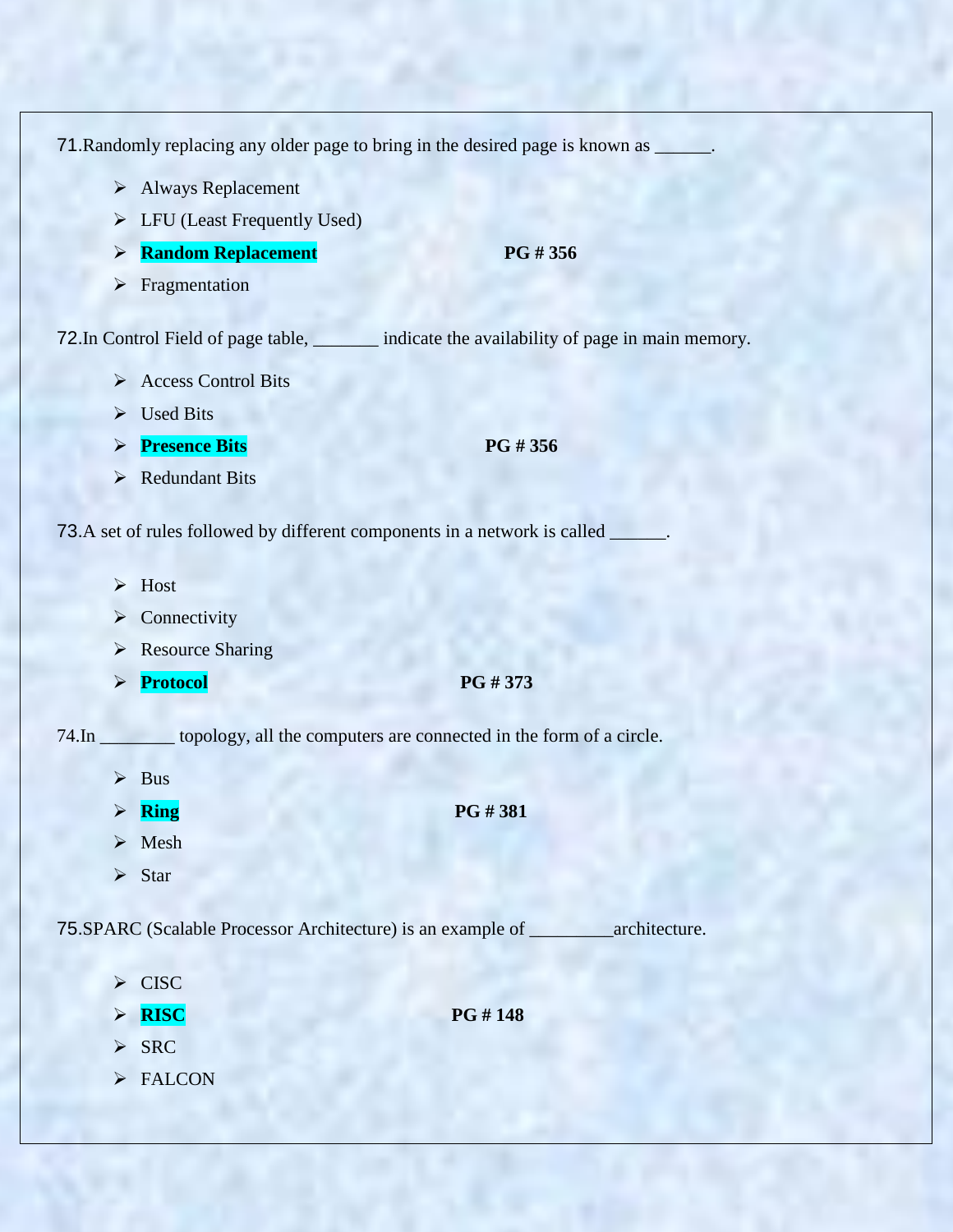71.Randomly replacing any older page to bring in the desired page is known as ______.

- Always Replacement
- LFU (Least Frequently Used)
- **Random Replacement** **PG # 356**
- Fragmentation

72.In Control Field of page table, _______ indicate the availability of page in main memory.

- Access Control Bits
- Used Bits
- **Presence Bits** **PG # 356**
- Redundant Bits

73.A set of rules followed by different components in a network is called ______.

- Host
- Connectivity
- Resource Sharing
- **Protocol** **PG # 373**

74.In ________ topology, all the computers are connected in the form of a circle.

- Bus
- **Ring** **PG # 381**
- Mesh
- Star

75.SPARC (Scalable Processor Architecture) is an example of _________architecture.

- CISC
- **RISC** **PG # 148**
- SRC
- FALCON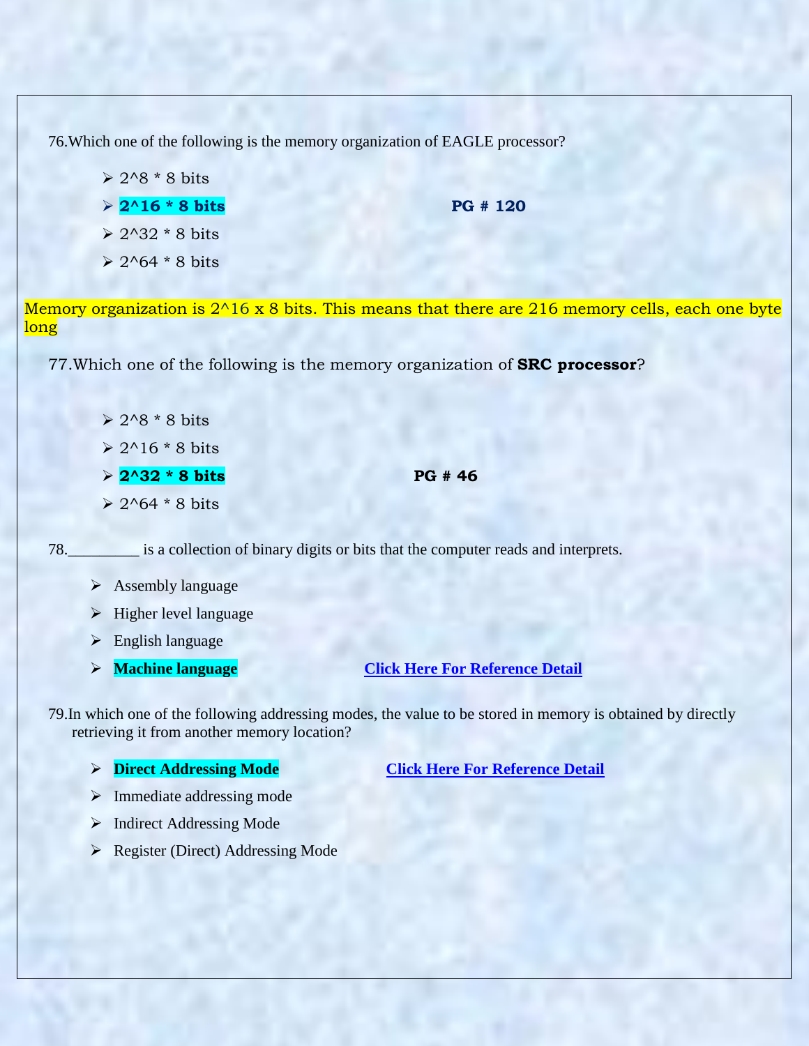76.Which one of the following is the memory organization of EAGLE processor?

- 2^8 * 8 bits
- **2^16 * 8 bits** **PG # 120**
- 2^32 * 8 bits
- 2^64 * 8 bits

Memory organization is 2^16 x 8 bits. This means that there are 216 memory cells, each one byte long

77.Which one of the following is the memory organization of **SRC processor**?

- 2^8 * 8 bits
- 2^16 * 8 bits
- **2^32 * 8 bits** **PG # 46**
- 2^64 * 8 bits

78.________ is a collection of binary digits or bits that the computer reads and interprets.

- Assembly language
- Higher level language
- English language
- **Machine language** Click Here For Reference Detail

79.In which one of the following addressing modes, the value to be stored in memory is obtained by directly retrieving it from another memory location?

- **Direct Addressing Mode** Click Here For Reference Detail
- Immediate addressing mode
- Indirect Addressing Mode
- Register (Direct) Addressing Mode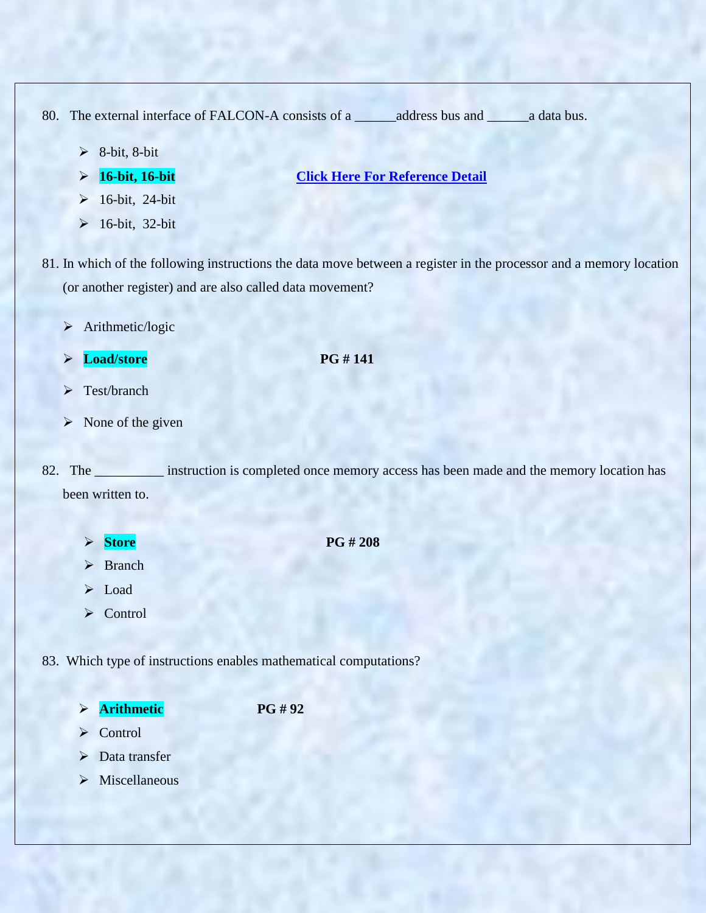80. The external interface of FALCON-A consists of a ______address bus and ______a data bus.

- 8-bit, 8-bit
- **16-bit, 16-bit** **Click Here For Reference Detail**
- 16-bit, 24-bit
- 16-bit, 32-bit

81. In which of the following instructions the data move between a register in the processor and a memory location (or another register) and are also called data movement?

- Arithmetic/logic
- **Load/store** **PG # 141**
- Test/branch
- None of the given

82. The __________ instruction is completed once memory access has been made and the memory location has been written to.

- **Store** **PG # 208**
- Branch
- Load
- Control

83. Which type of instructions enables mathematical computations?

- **Arithmetic** **PG # 92**
- Control
- Data transfer
- Miscellaneous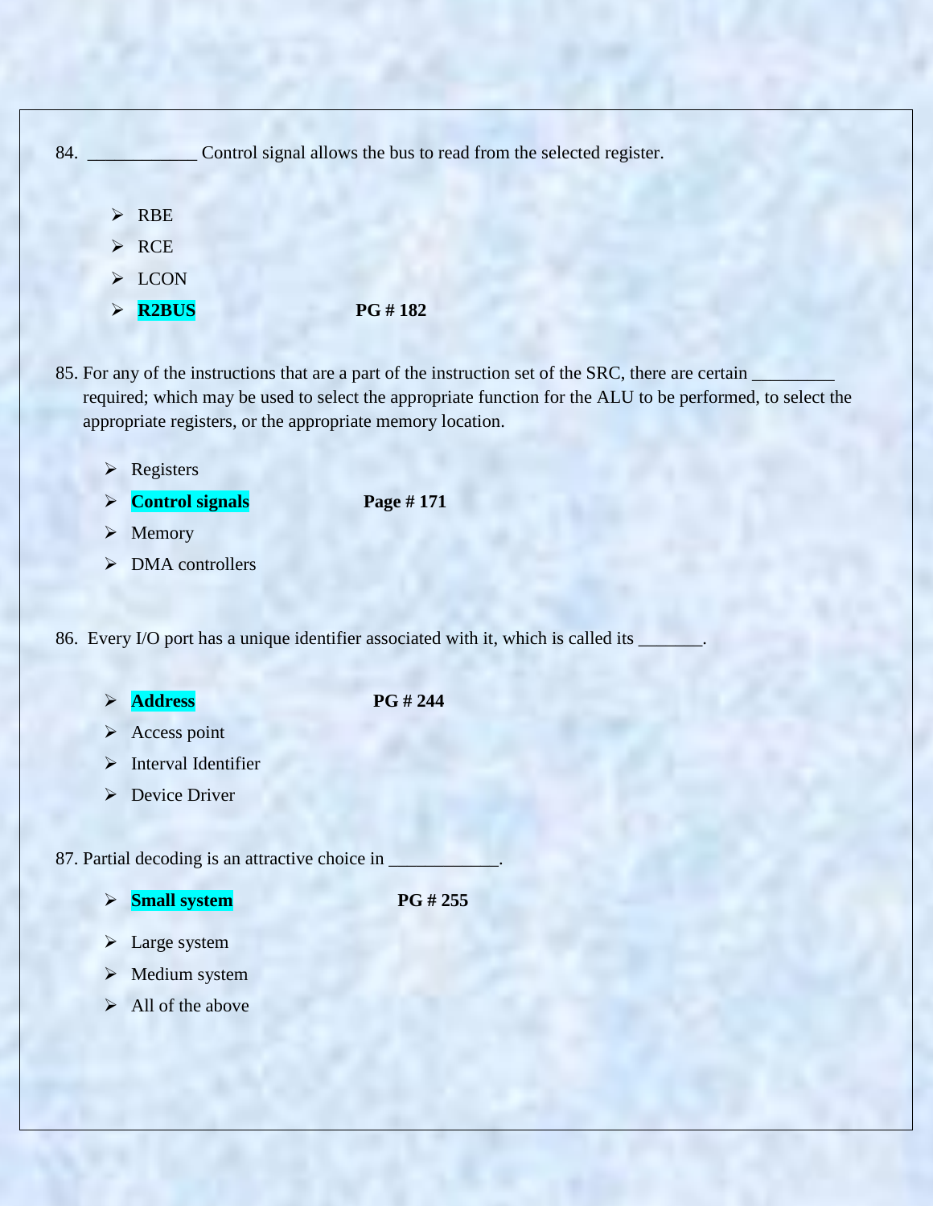84. ___________ Control signal allows the bus to read from the selected register.

- RBE
- RCE
- LCON
- **R2BUS** **PG # 182**

85. For any of the instructions that are a part of the instruction set of the SRC, there are certain _________ required; which may be used to select the appropriate function for the ALU to be performed, to select the appropriate registers, or the appropriate memory location.

- Registers
- **Control signals** **Page # 171**
- Memory
- DMA controllers

86. Every I/O port has a unique identifier associated with it, which is called its _______.

- **Address** **PG # 244**
- Access point
- Interval Identifier
- Device Driver

87. Partial decoding is an attractive choice in ____________.

- **Small system** **PG # 255**
- Large system
- Medium system
- All of the above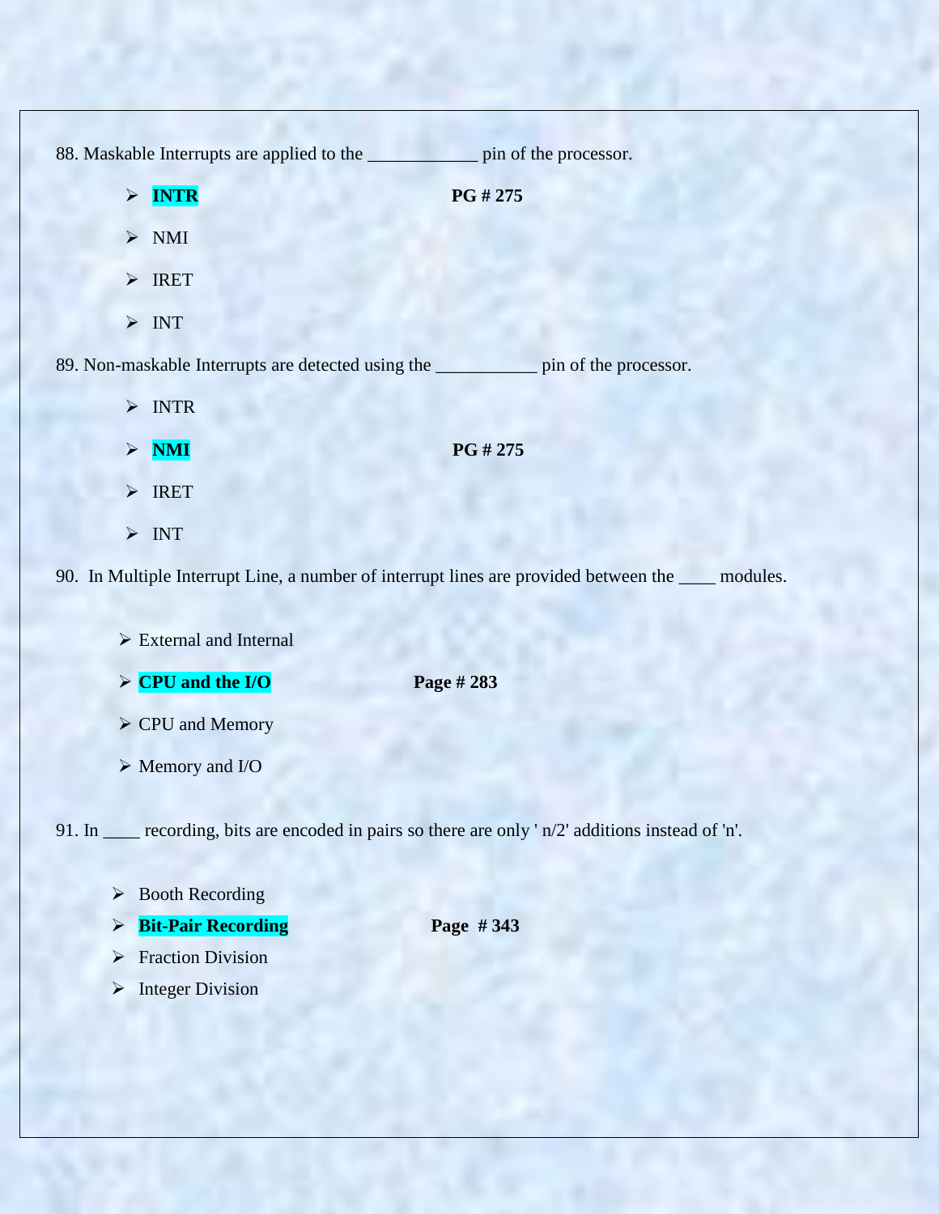88. Maskable Interrupts are applied to the ____________ pin of the processor.

- **INTR** **PG # 275**
- NMI
- IRET
- INT

89. Non-maskable Interrupts are detected using the ___________ pin of the processor.

- INTR
- **NMI** **PG # 275**
- IRET
- INT

90. In Multiple Interrupt Line, a number of interrupt lines are provided between the ____ modules.

- External and Internal
- **CPU and the I/O** **Page # 283**
- CPU and Memory
- Memory and I/O

91. In ____ recording, bits are encoded in pairs so there are only ' n/2' additions instead of 'n'.

- Booth Recording
- **Bit-Pair Recording** **Page # 343**
- Fraction Division
- Integer Division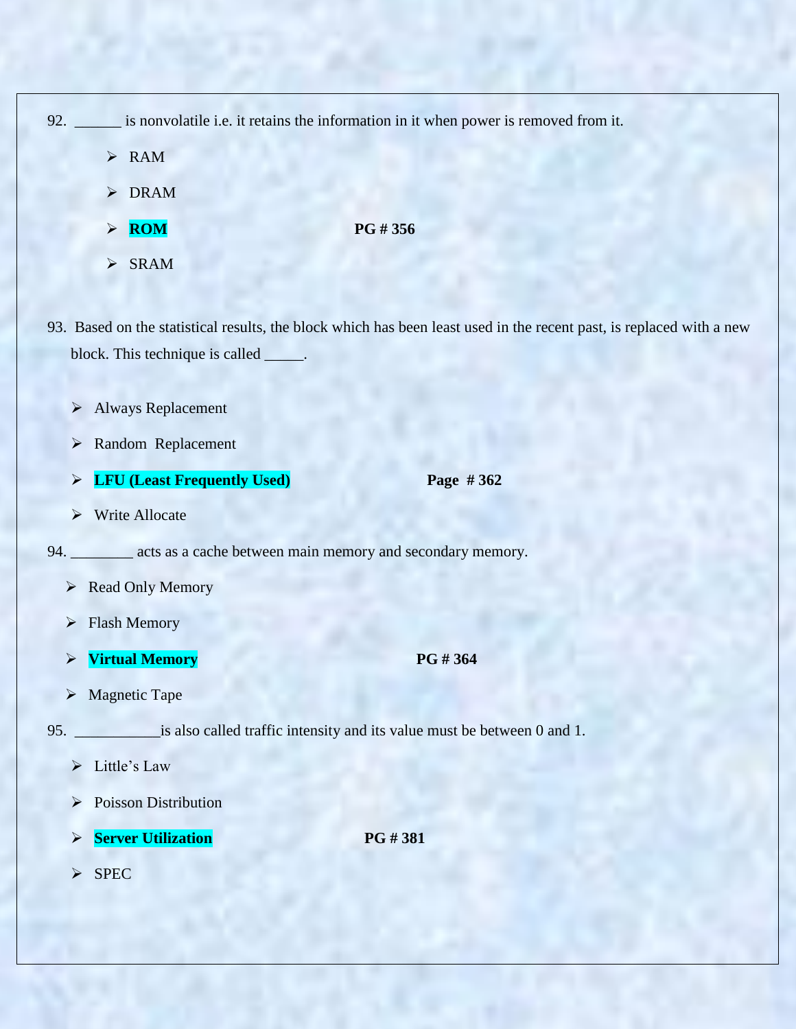92. ______ is nonvolatile i.e. it retains the information in it when power is removed from it.

- RAM
- DRAM
- **ROM** **PG # 356**
- SRAM

93. Based on the statistical results, the block which has been least used in the recent past, is replaced with a new block. This technique is called _____.

- Always Replacement
- Random Replacement
- **LFU (Least Frequently Used)** **Page # 362**
- Write Allocate

94. ________ acts as a cache between main memory and secondary memory.

- Read Only Memory
- Flash Memory
- **Virtual Memory** **PG # 364**
- Magnetic Tape

95. ___________is also called traffic intensity and its value must be between 0 and 1.

- Little's Law
- Poisson Distribution
- **Server Utilization** **PG # 381**
- SPEC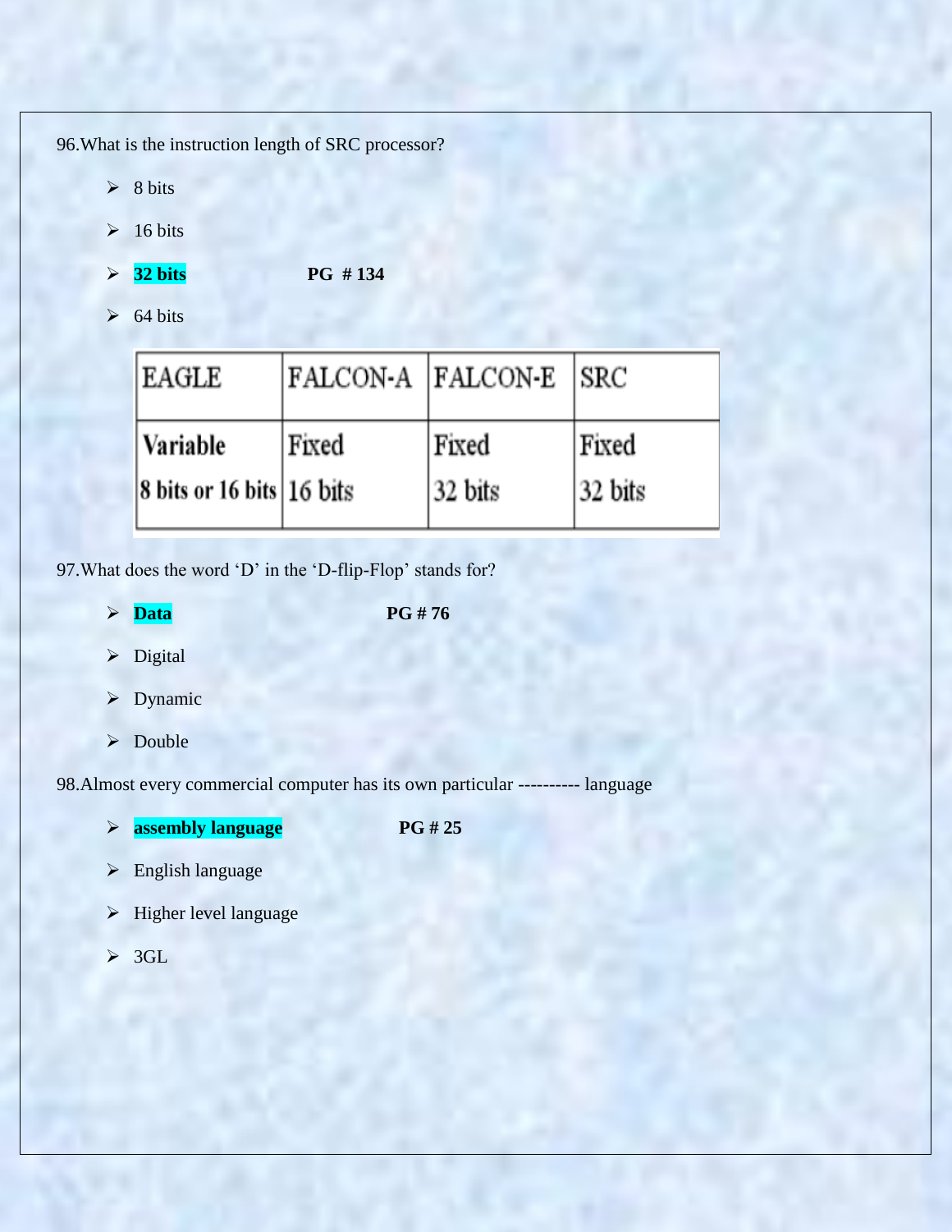96.What is the instruction length of SRC processor?

- 8 bits
- 16 bits
- **32 bits** **PG # 134**
- 64 bits

| EAGLE | FALCON-A | FALCON-E | SRC |
|---|---|---|---|
| Variable<br>8 bits or 16 bits | Fixed<br>16 bits | Fixed<br>32 bits | Fixed<br>32 bits |

97.What does the word 'D' in the 'D-flip-Flop' stands for?

- **Data** **PG # 76**
- Digital
- Dynamic
- Double

98.Almost every commercial computer has its own particular ---------- language

- **assembly language** **PG # 25**
- English language
- Higher level language
- 3GL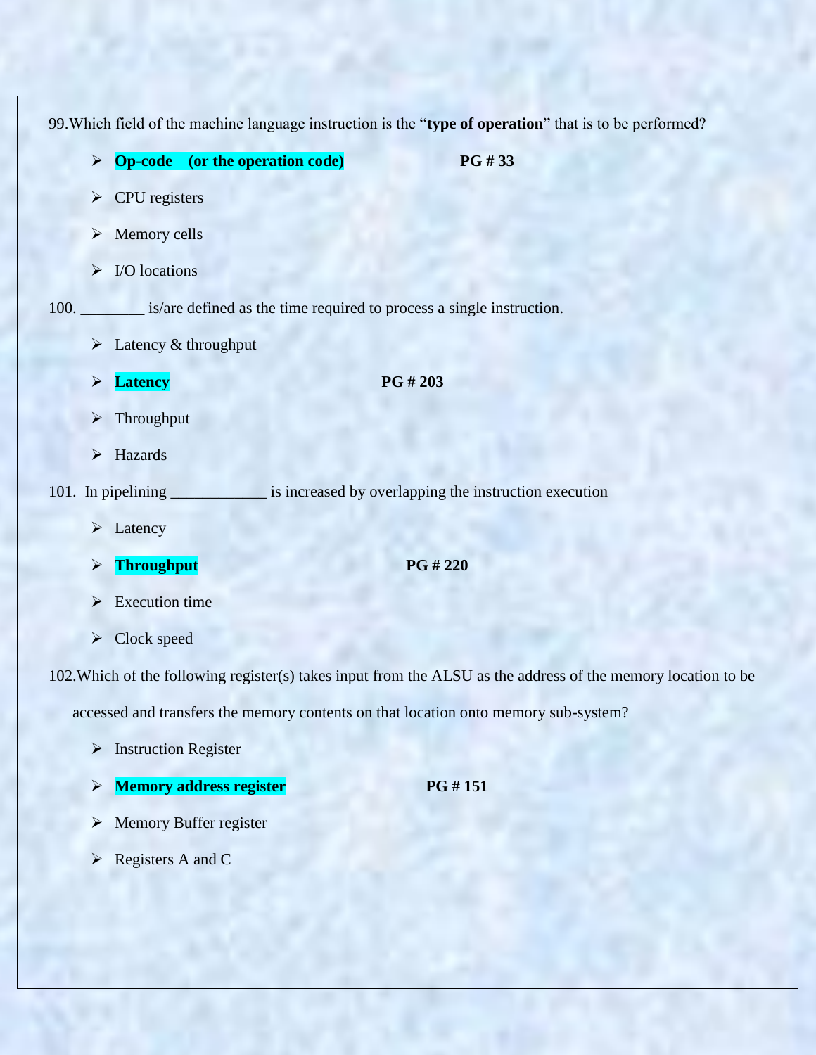99. Which field of the machine language instruction is the "**type of operation**" that is to be performed?

- **Op-code (or the operation code)** **PG # 33**
- CPU registers
- Memory cells
- I/O locations

100. ________ is/are defined as the time required to process a single instruction.

- Latency & throughput
- **Latency** **PG # 203**
- Throughput
- Hazards

101. In pipelining ____________ is increased by overlapping the instruction execution

- Latency
- **Throughput** **PG # 220**
- Execution time
- Clock speed

102. Which of the following register(s) takes input from the ALSU as the address of the memory location to be accessed and transfers the memory contents on that location onto memory sub-system?

- Instruction Register
- **Memory address register** **PG # 151**
- Memory Buffer register
- Registers A and C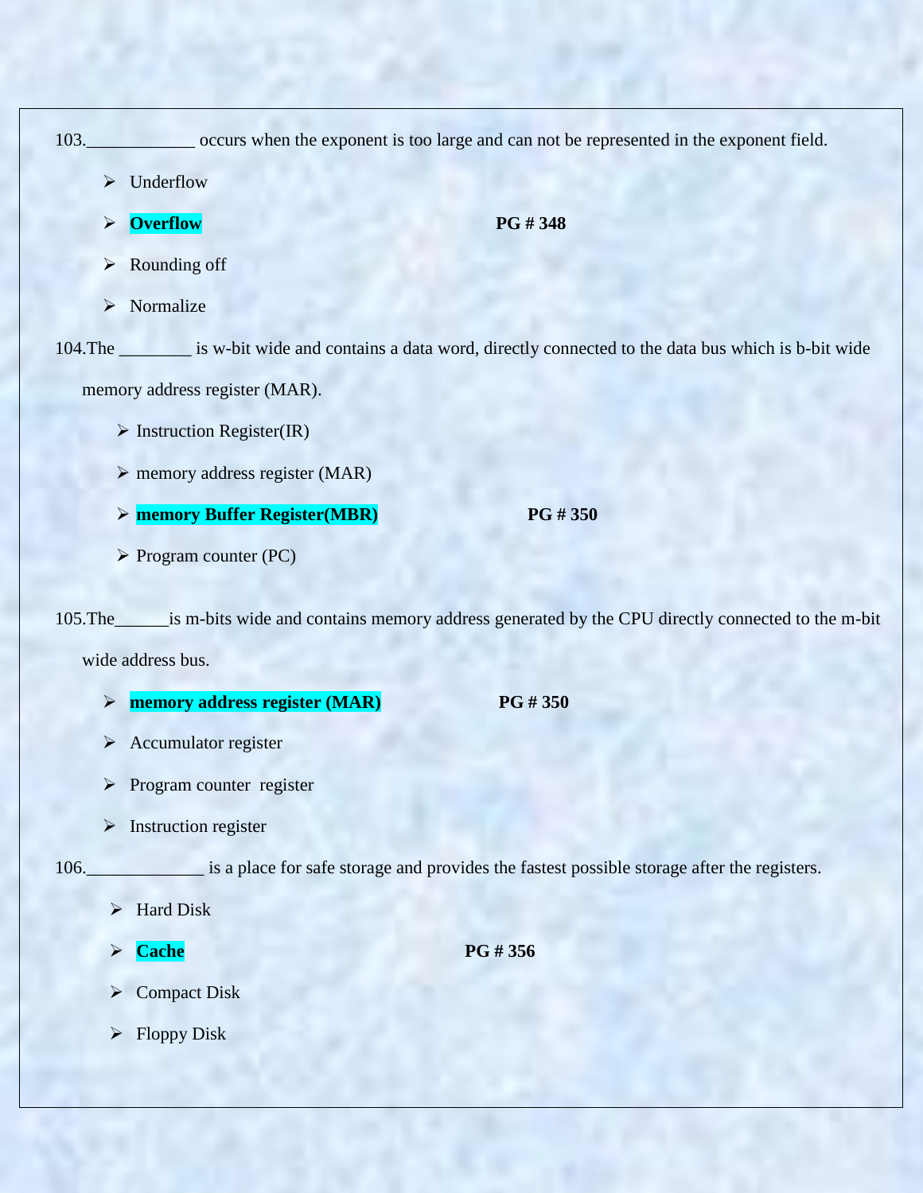103.____________ occurs when the exponent is too large and can not be represented in the exponent field.

- Underflow
- **Overflow** **PG # 348**
- Rounding off
- Normalize

104.The ________ is w-bit wide and contains a data word, directly connected to the data bus which is b-bit wide memory address register (MAR).

- Instruction Register(IR)
- memory address register (MAR)
- **memory Buffer Register(MBR)** **PG # 350**
- Program counter (PC)

105.The______is m-bits wide and contains memory address generated by the CPU directly connected to the m-bit wide address bus.

- **memory address register (MAR)** **PG # 350**
- Accumulator register
- Program counter register
- Instruction register

106._____________ is a place for safe storage and provides the fastest possible storage after the registers.

- Hard Disk
- **Cache** **PG # 356**
- Compact Disk
- Floppy Disk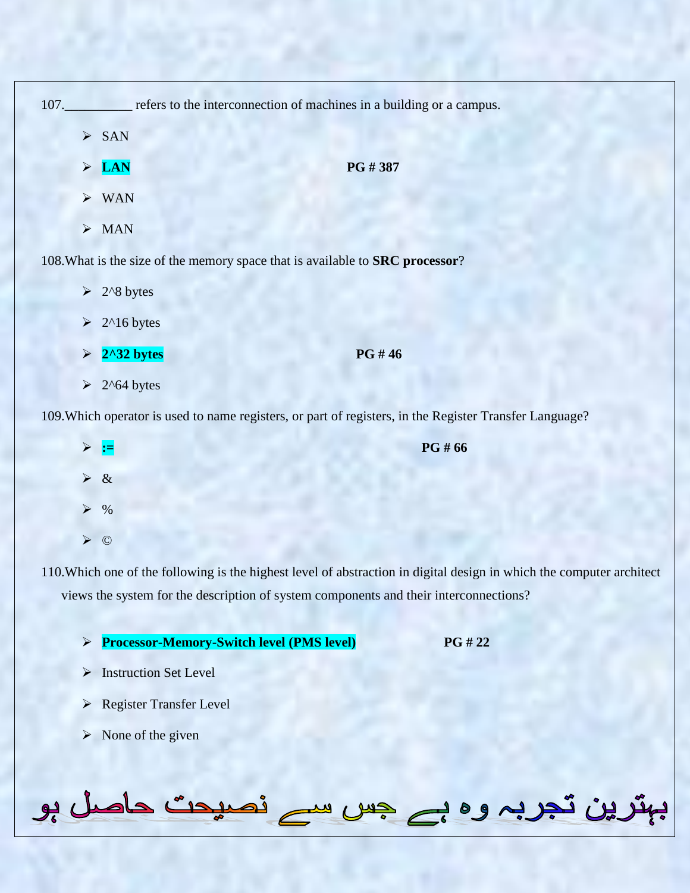107.__________ refers to the interconnection of machines in a building or a campus.

- SAN
- **LAN** **PG # 387**
- WAN
- MAN

108.What is the size of the memory space that is available to **SRC processor**?

- 2^8 bytes
- 2^16 bytes
- **2^32 bytes** **PG # 46**
- 2^64 bytes

109.Which operator is used to name registers, or part of registers, in the Register Transfer Language?

- **:=** **PG # 66**
- &
- %
- ©

110.Which one of the following is the highest level of abstraction in digital design in which the computer architect views the system for the description of system components and their interconnections?

- **Processor-Memory-Switch level (PMS level)** **PG # 22**
- Instruction Set Level
- Register Transfer Level
- None of the given

بہترین تجربہ وہ ہے جس سے نصیحت حاصل ہو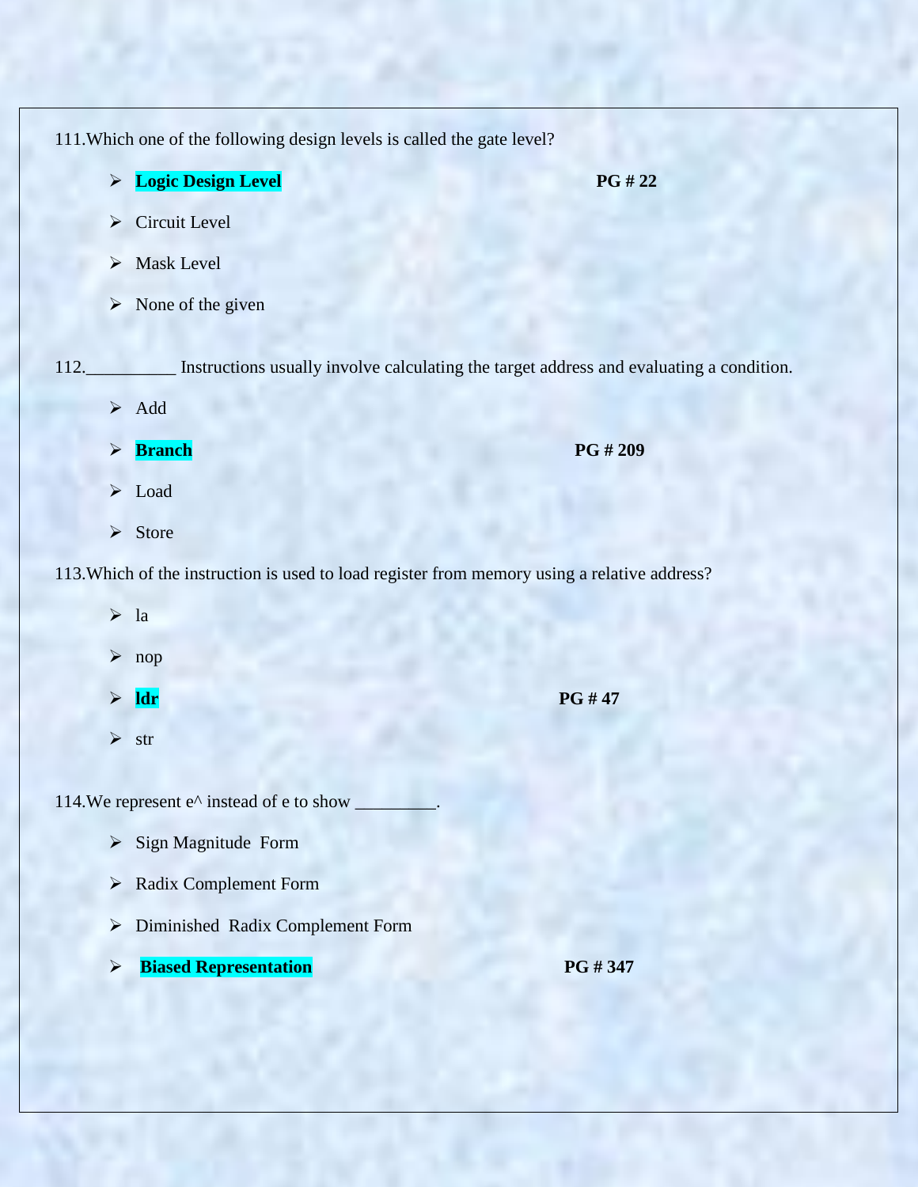111.Which one of the following design levels is called the gate level?

- **Logic Design Level** **PG # 22**
- Circuit Level
- Mask Level
- None of the given

112.__________ Instructions usually involve calculating the target address and evaluating a condition.

- Add
- **Branch** **PG # 209**
- Load
- Store

113.Which of the instruction is used to load register from memory using a relative address?

- la
- nop
- **ldr** **PG # 47**
- str

114.We represent e^ instead of e to show _________.

- Sign Magnitude Form
- Radix Complement Form
- Diminished Radix Complement Form
- **Biased Representation** **PG # 347**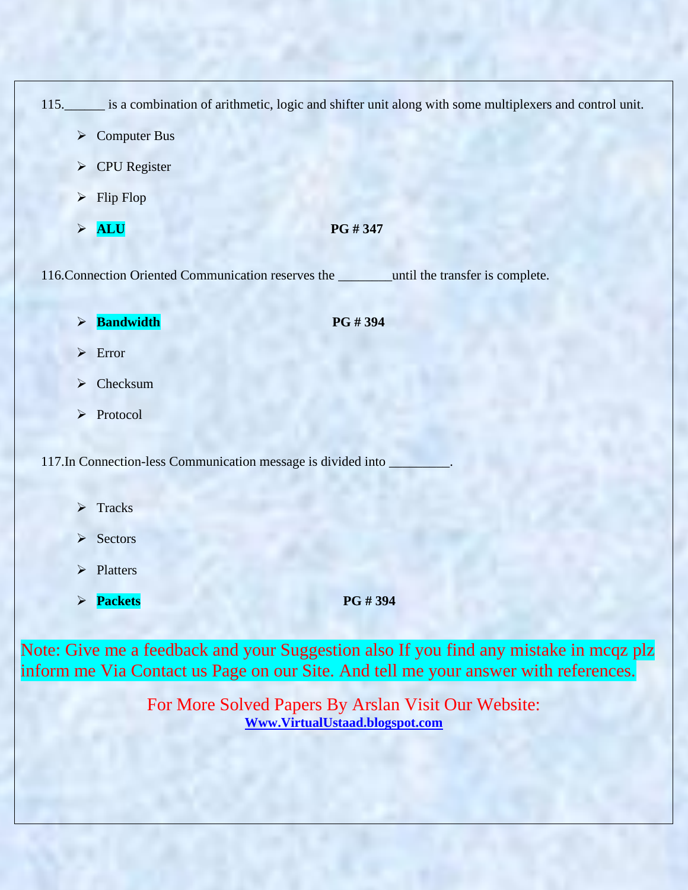115.______ is a combination of arithmetic, logic and shifter unit along with some multiplexers and control unit.

- Computer Bus
- CPU Register
- Flip Flop
- **ALU** **PG # 347**

116.Connection Oriented Communication reserves the ________until the transfer is complete.

- **Bandwidth** **PG # 394**
- Error
- Checksum
- Protocol

117.In Connection-less Communication message is divided into _________.

- Tracks
- Sectors
- Platters
- **Packets** **PG # 394**

Note: Give me a feedback and your Suggestion also If you find any mistake in mcqz plz inform me Via Contact us Page on our Site. And tell me your answer with references.

For More Solved Papers By Arslan Visit Our Website:
**Www.VirtualUstaad.blogspot.com**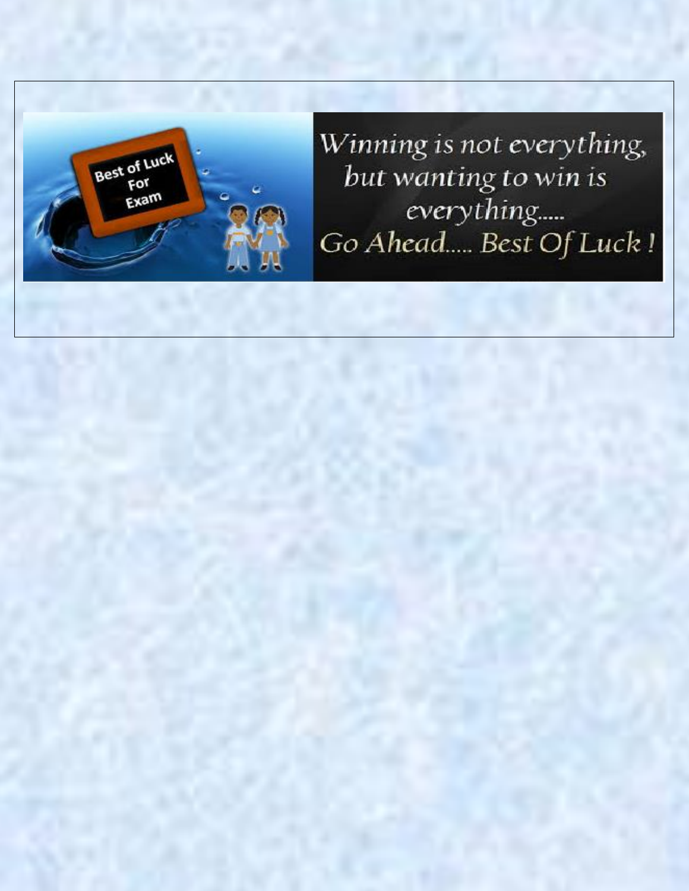Best of Luck For Exam

Winning is not everything, but wanting to win is everything.....

Go Ahead..... Best Of Luck !